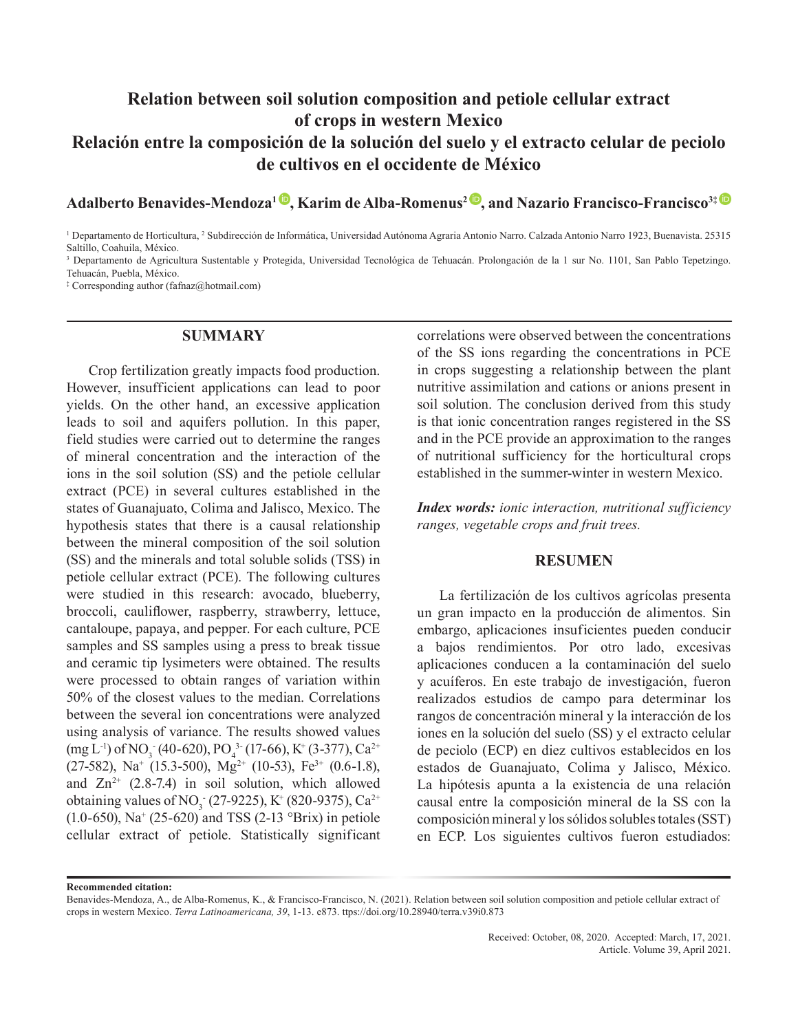# Relation between soil solution composition and petiole cellular extract of crops in western Mexico

# Relación entre la composición de la solución del suelo y el extracto celular de peciolo de cultivos en el occidente de México

**Adalberto Benavides-Mendoza[1], Karim de Alba-Romenus[2], and Nazario Francisco-Francisco[3‡]**

[1] Departamento de Horticultura, [2] Subdirección de Informática, Universidad Autónoma Agraria Antonio Narro. Calzada Antonio Narro 1923, Buenavista. 25315 Saltillo, Coahuila, México.

[3] Departamento de Agricultura Sustentable y Protegida, Universidad Tecnológica de Tehuacán. Prolongación de la 1 sur No. 1101, San Pablo Tepetzingo. Tehuacán, Puebla, México.

[‡] Corresponding author (fafnaz@hotmail.com)

## SUMMARY

Crop fertilization greatly impacts food production. However, insufficient applications can lead to poor yields. On the other hand, an excessive application leads to soil and aquifers pollution. In this paper, field studies were carried out to determine the ranges of mineral concentration and the interaction of the ions in the soil solution (SS) and the petiole cellular extract (PCE) in several cultures established in the states of Guanajuato, Colima and Jalisco, Mexico. The hypothesis states that there is a causal relationship between the mineral composition of the soil solution (SS) and the minerals and total soluble solids (TSS) in petiole cellular extract (PCE). The following cultures were studied in this research: avocado, blueberry, broccoli, cauliflower, raspberry, strawberry, lettuce, cantaloupe, papaya, and pepper. For each culture, PCE samples and SS samples using a press to break tissue and ceramic tip lysimeters were obtained. The results were processed to obtain ranges of variation within 50% of the closest values to the median. Correlations between the several ion concentrations were analyzed using analysis of variance. The results showed values (mg $L^{-1}$) of $NO_3^-$ (40-620), $PO_4^{3-}$ (17-66), $K^+$ (3-377), $Ca^{2+}$ (27-582), $Na^+$ (15.3-500), $Mg^{2+}$ (10-53), $Fe^{3+}$ (0.6-1.8), and $Zn^{2+}$ (2.8-7.4) in soil solution, which allowed obtaining values of $NO_3^-$ (27-9225), $K^+$ (820-9375), $Ca^{2+}$ (1.0-650), $Na^+$ (25-620) and TSS (2-13 °Brix) in petiole cellular extract of petiole. Statistically significant correlations were observed between the concentrations of the SS ions regarding the concentrations in PCE in crops suggesting a relationship between the plant nutritive assimilation and cations or anions present in soil solution. The conclusion derived from this study is that ionic concentration ranges registered in the SS and in the PCE provide an approximation to the ranges of nutritional sufficiency for the horticultural crops established in the summer-winter in western Mexico.

***Index words:*** *ionic interaction, nutritional sufficiency ranges, vegetable crops and fruit trees.*

## RESUMEN

La fertilización de los cultivos agrícolas presenta un gran impacto en la producción de alimentos. Sin embargo, aplicaciones insuficientes pueden conducir a bajos rendimientos. Por otro lado, excesivas aplicaciones conducen a la contaminación del suelo y acuíferos. En este trabajo de investigación, fueron realizados estudios de campo para determinar los rangos de concentración mineral y la interacción de los iones en la solución del suelo (SS) y el extracto celular de peciolo (ECP) en diez cultivos establecidos en los estados de Guanajuato, Colima y Jalisco, México. La hipótesis apunta a la existencia de una relación causal entre la composición mineral de la SS con la composición mineral y los sólidos solubles totales (SST) en ECP. Los siguientes cultivos fueron estudiados:

**Recommended citation:**

Benavides-Mendoza, A., de Alba-Romenus, K., & Francisco-Francisco, N. (2021). Relation between soil solution composition and petiole cellular extract of crops in western Mexico. *Terra Latinoamericana, 39*, 1-13. e873. ttps://doi.org/10.28940/terra.v39i0.873

Received: October, 08, 2020. Accepted: March, 17, 2021.
Article. Volume 39, April 2021.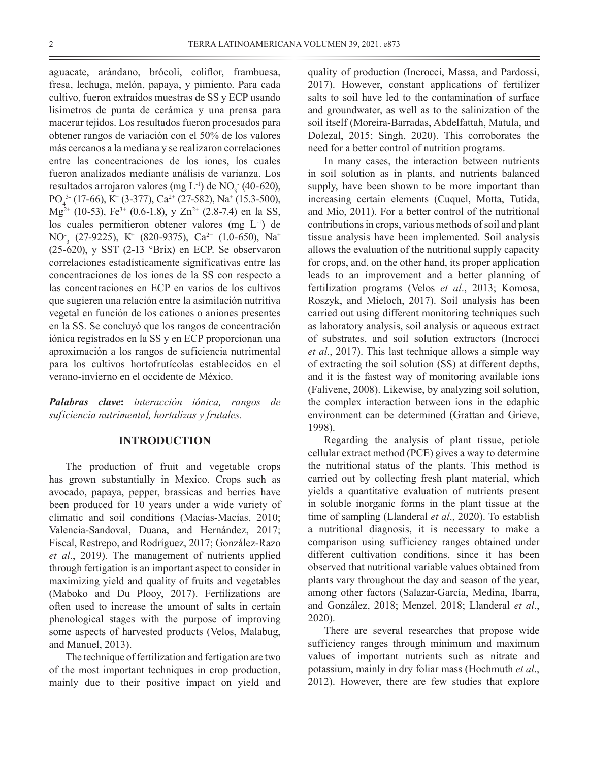aguacate, arándano, brócoli, coliflor, frambuesa, fresa, lechuga, melón, papaya, y pimiento. Para cada cultivo, fueron extraídos muestras de SS y ECP usando lisímetros de punta de cerámica y una prensa para macerar tejidos. Los resultados fueron procesados para obtener rangos de variación con el 50% de los valores más cercanos a la mediana y se realizaron correlaciones entre las concentraciones de los iones, los cuales fueron analizados mediante análisis de varianza. Los resultados arrojaron valores (mg $L^{-1}$) de $NO_3^-$ (40-620), $PO_4^{3-}$ (17-66), $K^+$ (3-377), $Ca^{2+}$ (27-582), $Na^+$ (15.3-500), $Mg^{2+}$ (10-53), $Fe^{3+}$ (0.6-1.8), y $Zn^{2+}$ (2.8-7.4) en la SS, los cuales permitieron obtener valores (mg $L^{-1}$) de $NO_3^-$ (27-9225), $K^+$ (820-9375), $Ca^{2+}$ (1.0-650), $Na^+$ (25-620), y SST (2-13 °Brix) en ECP. Se observaron correlaciones estadísticamente significativas entre las concentraciones de los iones de la SS con respecto a las concentraciones en ECP en varios de los cultivos que sugieren una relación entre la asimilación nutritiva vegetal en función de los cationes o aniones presentes en la SS. Se concluyó que los rangos de concentración iónica registrados en la SS y en ECP proporcionan una aproximación a los rangos de suficiencia nutrimental para los cultivos hortofrutícolas establecidos en el verano-invierno en el occidente de México.

***Palabras clave*:** *interacción iónica, rangos de suficiencia nutrimental, hortalizas y frutales.*

## INTRODUCTION

The production of fruit and vegetable crops has grown substantially in Mexico. Crops such as avocado, papaya, pepper, brassicas and berries have been produced for 10 years under a wide variety of climatic and soil conditions (Macías-Macías, 2010; Valencia-Sandoval, Duana, and Hernández, 2017; Fiscal, Restrepo, and Rodríguez, 2017; González-Razo *et al*., 2019). The management of nutrients applied through fertigation is an important aspect to consider in maximizing yield and quality of fruits and vegetables (Maboko and Du Plooy, 2017). Fertilizations are often used to increase the amount of salts in certain phenological stages with the purpose of improving some aspects of harvested products (Velos, Malabug, and Manuel, 2013).

The technique of fertilization and fertigation are two of the most important techniques in crop production, mainly due to their positive impact on yield and quality of production (Incrocci, Massa, and Pardossi, 2017). However, constant applications of fertilizer salts to soil have led to the contamination of surface and groundwater, as well as to the salinization of the soil itself (Moreira-Barradas, Abdelfattah, Matula, and Dolezal, 2015; Singh, 2020). This corroborates the need for a better control of nutrition programs.

In many cases, the interaction between nutrients in soil solution as in plants, and nutrients balanced supply, have been shown to be more important than increasing certain elements (Cuquel, Motta, Tutida, and Mio, 2011). For a better control of the nutritional contributions in crops, various methods of soil and plant tissue analysis have been implemented. Soil analysis allows the evaluation of the nutritional supply capacity for crops, and, on the other hand, its proper application leads to an improvement and a better planning of fertilization programs (Velos *et al*., 2013; Komosa, Roszyk, and Mieloch, 2017). Soil analysis has been carried out using different monitoring techniques such as laboratory analysis, soil analysis or aqueous extract of substrates, and soil solution extractors (Incrocci *et al*., 2017). This last technique allows a simple way of extracting the soil solution (SS) at different depths, and it is the fastest way of monitoring available ions (Falivene, 2008). Likewise, by analyzing soil solution, the complex interaction between ions in the edaphic environment can be determined (Grattan and Grieve, 1998).

Regarding the analysis of plant tissue, petiole cellular extract method (PCE) gives a way to determine the nutritional status of the plants. This method is carried out by collecting fresh plant material, which yields a quantitative evaluation of nutrients present in soluble inorganic forms in the plant tissue at the time of sampling (Llanderal *et al*., 2020). To establish a nutritional diagnosis, it is necessary to make a comparison using sufficiency ranges obtained under different cultivation conditions, since it has been observed that nutritional variable values obtained from plants vary throughout the day and season of the year, among other factors (Salazar-García, Medina, Ibarra, and González, 2018; Menzel, 2018; Llanderal *et al*., 2020).

There are several researches that propose wide sufficiency ranges through minimum and maximum values of important nutrients such as nitrate and potassium, mainly in dry foliar mass (Hochmuth *et al*., 2012). However, there are few studies that explore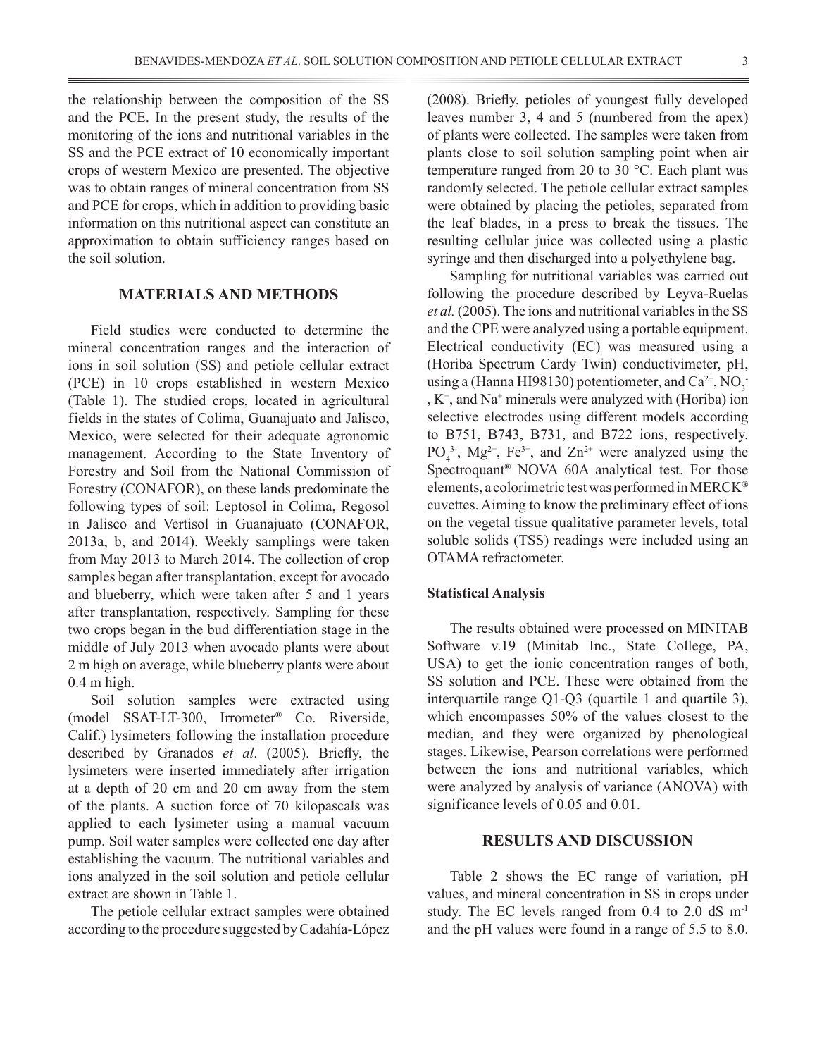the relationship between the composition of the SS and the PCE. In the present study, the results of the monitoring of the ions and nutritional variables in the SS and the PCE extract of 10 economically important crops of western Mexico are presented. The objective was to obtain ranges of mineral concentration from SS and PCE for crops, which in addition to providing basic information on this nutritional aspect can constitute an approximation to obtain sufficiency ranges based on the soil solution.

## MATERIALS AND METHODS

Field studies were conducted to determine the mineral concentration ranges and the interaction of ions in soil solution (SS) and petiole cellular extract (PCE) in 10 crops established in western Mexico (Table 1). The studied crops, located in agricultural fields in the states of Colima, Guanajuato and Jalisco, Mexico, were selected for their adequate agronomic management. According to the State Inventory of Forestry and Soil from the National Commission of Forestry (CONAFOR), on these lands predominate the following types of soil: Leptosol in Colima, Regosol in Jalisco and Vertisol in Guanajuato (CONAFOR, 2013a, b, and 2014). Weekly samplings were taken from May 2013 to March 2014. The collection of crop samples began after transplantation, except for avocado and blueberry, which were taken after 5 and 1 years after transplantation, respectively. Sampling for these two crops began in the bud differentiation stage in the middle of July 2013 when avocado plants were about 2 m high on average, while blueberry plants were about 0.4 m high.

Soil solution samples were extracted using (model SSAT-LT-300, Irrometer® Co. Riverside, Calif.) lysimeters following the installation procedure described by Granados *et al*. (2005). Briefly, the lysimeters were inserted immediately after irrigation at a depth of 20 cm and 20 cm away from the stem of the plants. A suction force of 70 kilopascals was applied to each lysimeter using a manual vacuum pump. Soil water samples were collected one day after establishing the vacuum. The nutritional variables and ions analyzed in the soil solution and petiole cellular extract are shown in Table 1.

The petiole cellular extract samples were obtained according to the procedure suggested by Cadahía-López (2008). Briefly, petioles of youngest fully developed leaves number 3, 4 and 5 (numbered from the apex) of plants were collected. The samples were taken from plants close to soil solution sampling point when air temperature ranged from 20 to 30 °C. Each plant was randomly selected. The petiole cellular extract samples were obtained by placing the petioles, separated from the leaf blades, in a press to break the tissues. The resulting cellular juice was collected using a plastic syringe and then discharged into a polyethylene bag.

Sampling for nutritional variables was carried out following the procedure described by Leyva-Ruelas *et al.* (2005). The ions and nutritional variables in the SS and the CPE were analyzed using a portable equipment. Electrical conductivity (EC) was measured using a (Horiba Spectrum Cardy Twin) conductivimeter, pH, using a (Hanna HI98130) potentiometer, and $Ca^{2+}$, $NO_3^-$, $K^+$, and $Na^+$ minerals were analyzed with (Horiba) ion selective electrodes using different models according to B751, B743, B731, and B722 ions, respectively. $PO_4^{3-}$, $Mg^{2+}$, $Fe^{3+}$, and $Zn^{2+}$ were analyzed using the Spectroquant® NOVA 60A analytical test. For those elements, a colorimetric test was performed in MERCK® cuvettes. Aiming to know the preliminary effect of ions on the vegetal tissue qualitative parameter levels, total soluble solids (TSS) readings were included using an OTAMA refractometer.

### Statistical Analysis

The results obtained were processed on MINITAB Software v.19 (Minitab Inc., State College, PA, USA) to get the ionic concentration ranges of both, SS solution and PCE. These were obtained from the interquartile range Q1-Q3 (quartile 1 and quartile 3), which encompasses 50% of the values closest to the median, and they were organized by phenological stages. Likewise, Pearson correlations were performed between the ions and nutritional variables, which were analyzed by analysis of variance (ANOVA) with significance levels of 0.05 and 0.01.

## RESULTS AND DISCUSSION

Table 2 shows the EC range of variation, pH values, and mineral concentration in SS in crops under study. The EC levels ranged from 0.4 to 2.0 dS $m^{-1}$ and the pH values were found in a range of 5.5 to 8.0.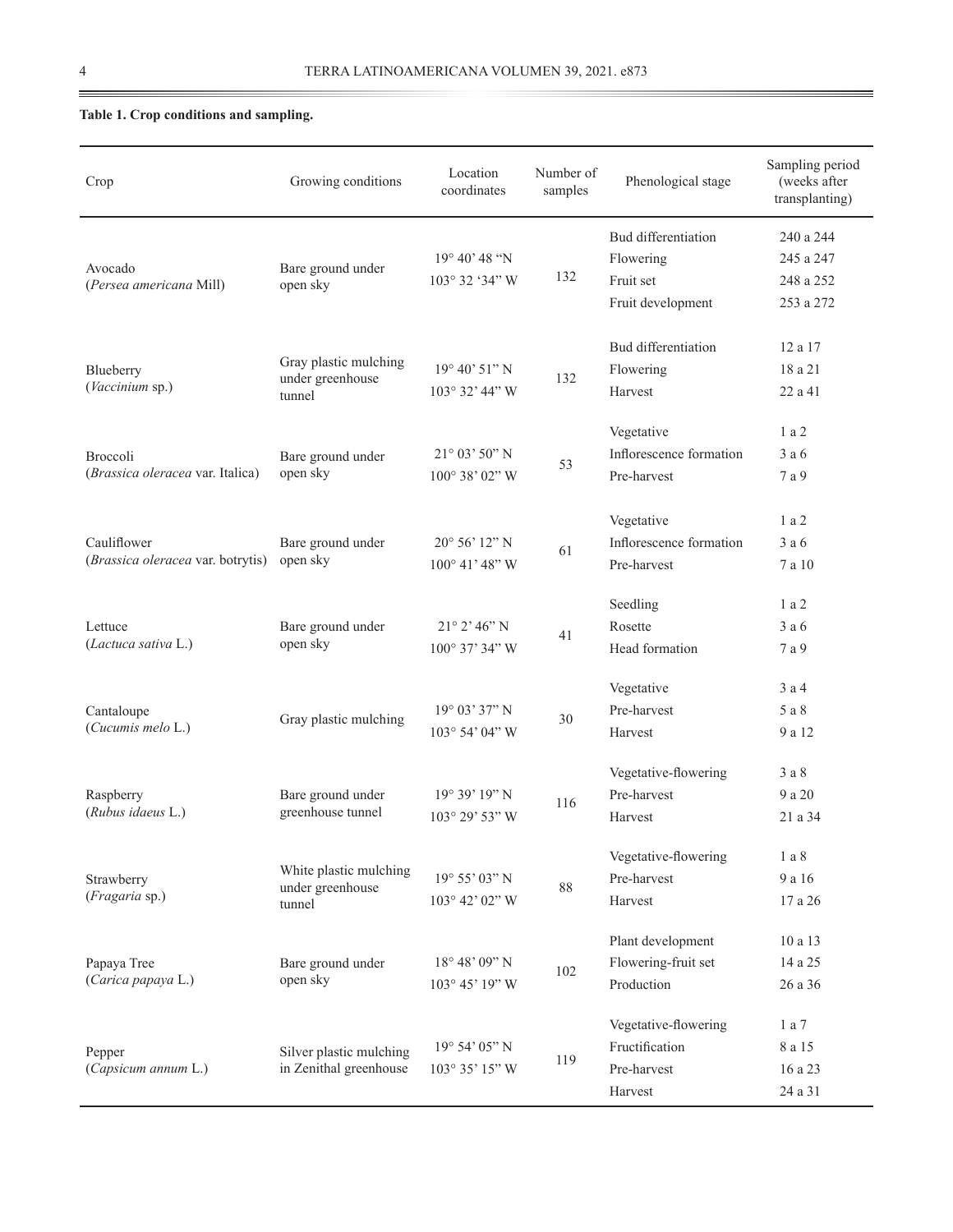**Table 1. Crop conditions and sampling.**

| Crop | Growing conditions | Location coordinates | Number of samples | Phenological stage | Sampling period (weeks after transplanting) |
|---|---|---|---|---|---|
| Avocado (*Persea americana* Mill) | Bare ground under open sky | 19° 40' 48 "N 103° 32 '34" W | 132 | Bud differentiation | 240 a 244 |
| | | | | Flowering | 245 a 247 |
| | | | | Fruit set | 248 a 252 |
| | | | | Fruit development | 253 a 272 |
| Blueberry (*Vaccinium* sp.) | Gray plastic mulching under greenhouse tunnel | 19° 40' 51" N 103° 32' 44" W | 132 | Bud differentiation | 12 a 17 |
| | | | | Flowering | 18 a 21 |
| | | | | Harvest | 22 a 41 |
| Broccoli (*Brassica oleracea* var. Italica) | Bare ground under open sky | 21° 03' 50" N 100° 38' 02" W | 53 | Vegetative | 1 a 2 |
| | | | | Inflorescence formation | 3 a 6 |
| | | | | Pre-harvest | 7 a 9 |
| Cauliflower (*Brassica oleracea* var. botrytis) | Bare ground under open sky | 20° 56' 12" N 100° 41' 48" W | 61 | Vegetative | 1 a 2 |
| | | | | Inflorescence formation | 3 a 6 |
| | | | | Pre-harvest | 7 a 10 |
| Lettuce (*Lactuca sativa* L.) | Bare ground under open sky | 21° 2' 46" N 100° 37' 34" W | 41 | Seedling | 1 a 2 |
| | | | | Rosette | 3 a 6 |
| | | | | Head formation | 7 a 9 |
| Cantaloupe (*Cucumis melo* L.) | Gray plastic mulching | 19° 03' 37" N 103° 54' 04" W | 30 | Vegetative | 3 a 4 |
| | | | | Pre-harvest | 5 a 8 |
| | | | | Harvest | 9 a 12 |
| Raspberry (*Rubus idaeus* L.) | Bare ground under greenhouse tunnel | 19° 39' 19" N 103° 29' 53" W | 116 | Vegetative-flowering | 3 a 8 |
| | | | | Pre-harvest | 9 a 20 |
| | | | | Harvest | 21 a 34 |
| Strawberry (*Fragaria* sp.) | White plastic mulching under greenhouse tunnel | 19° 55' 03" N 103° 42' 02" W | 88 | Vegetative-flowering | 1 a 8 |
| | | | | Pre-harvest | 9 a 16 |
| | | | | Harvest | 17 a 26 |
| Papaya Tree (*Carica papaya* L.) | Bare ground under open sky | 18° 48' 09" N 103° 45' 19" W | 102 | Plant development | 10 a 13 |
| | | | | Flowering-fruit set | 14 a 25 |
| | | | | Production | 26 a 36 |
| Pepper (*Capsicum annum* L.) | Silver plastic mulching in Zenithal greenhouse | 19° 54' 05" N 103° 35' 15" W | 119 | Vegetative-flowering | 1 a 7 |
| | | | | Fructification | 8 a 15 |
| | | | | Pre-harvest | 16 a 23 |
| | | | | Harvest | 24 a 31 |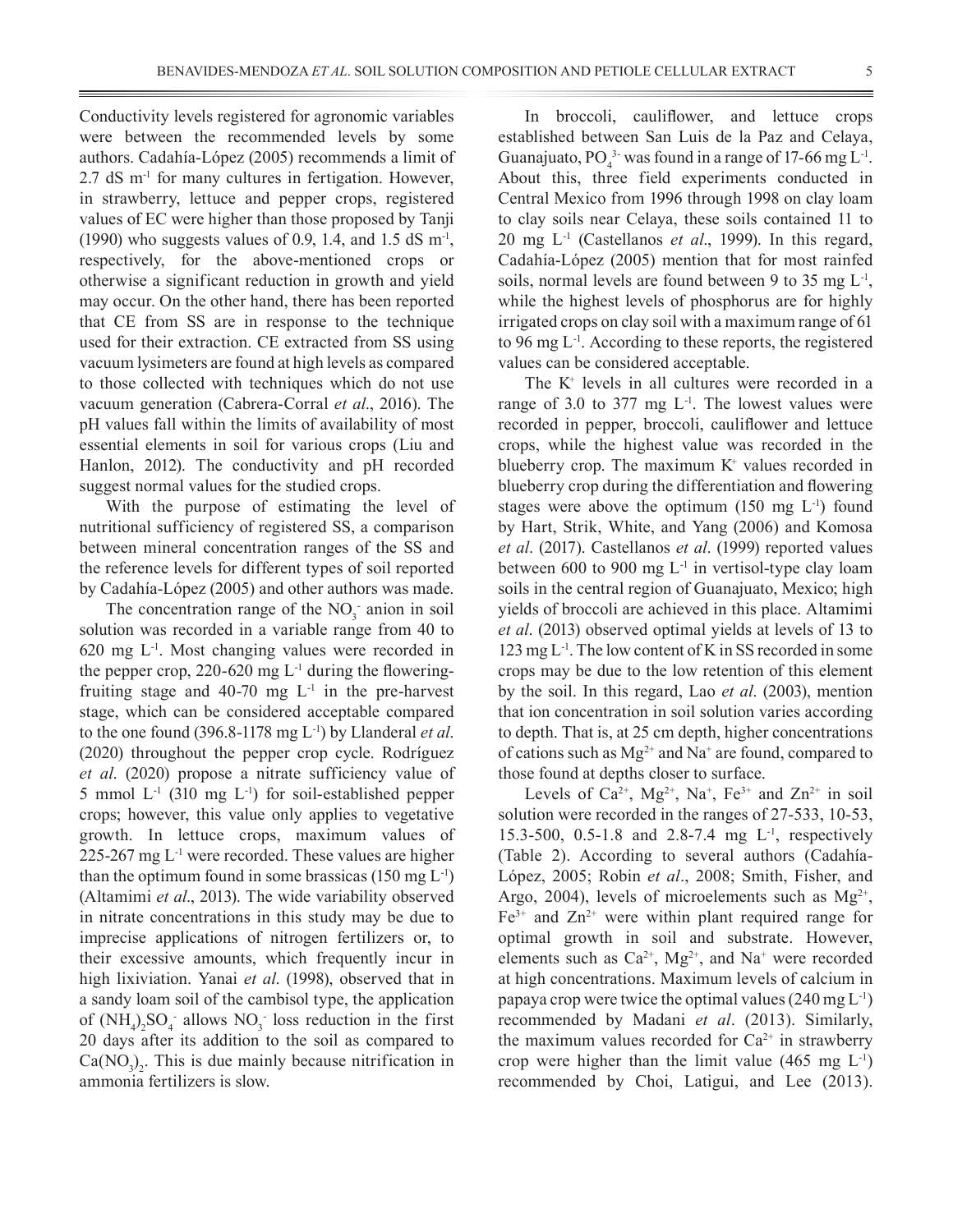Conductivity levels registered for agronomic variables were between the recommended levels by some authors. Cadahía-López (2005) recommends a limit of 2.7 dS $m^{-1}$ for many cultures in fertigation. However, in strawberry, lettuce and pepper crops, registered values of EC were higher than those proposed by Tanji (1990) who suggests values of 0.9, 1.4, and 1.5 dS $m^{-1}$, respectively, for the above-mentioned crops or otherwise a significant reduction in growth and yield may occur. On the other hand, there has been reported that CE from SS are in response to the technique used for their extraction. CE extracted from SS using vacuum lysimeters are found at high levels as compared to those collected with techniques which do not use vacuum generation (Cabrera-Corral *et al*., 2016). The pH values fall within the limits of availability of most essential elements in soil for various crops (Liu and Hanlon, 2012). The conductivity and pH recorded suggest normal values for the studied crops.

With the purpose of estimating the level of nutritional sufficiency of registered SS, a comparison between mineral concentration ranges of the SS and the reference levels for different types of soil reported by Cadahía-López (2005) and other authors was made.

The concentration range of the $NO_3^-$ anion in soil solution was recorded in a variable range from 40 to 620 mg $L^{-1}$. Most changing values were recorded in the pepper crop, 220-620 mg $L^{-1}$ during the flowering-fruiting stage and 40-70 mg $L^{-1}$ in the pre-harvest stage, which can be considered acceptable compared to the one found (396.8-1178 mg $L^{-1}$) by Llanderal *et al*. (2020) throughout the pepper crop cycle. Rodríguez *et al*. (2020) propose a nitrate sufficiency value of 5 mmol $L^{-1}$ (310 mg $L^{-1}$) for soil-established pepper crops; however, this value only applies to vegetative growth. In lettuce crops, maximum values of 225-267 mg $L^{-1}$ were recorded. These values are higher than the optimum found in some brassicas (150 mg $L^{-1}$) (Altamimi *et al*., 2013). The wide variability observed in nitrate concentrations in this study may be due to imprecise applications of nitrogen fertilizers or, to their excessive amounts, which frequently incur in high lixiviation. Yanai *et al*. (1998), observed that in a sandy loam soil of the cambisol type, the application of $(NH_4)_2SO_4^-$ allows $NO_3^-$ loss reduction in the first 20 days after its addition to the soil as compared to $Ca(NO_3)_2$. This is due mainly because nitrification in ammonia fertilizers is slow.

In broccoli, cauliflower, and lettuce crops established between San Luis de la Paz and Celaya, Guanajuato, $PO_4^{3-}$ was found in a range of 17-66 mg $L^{-1}$. About this, three field experiments conducted in Central Mexico from 1996 through 1998 on clay loam to clay soils near Celaya, these soils contained 11 to 20 mg $L^{-1}$ (Castellanos *et al*., 1999). In this regard, Cadahía-López (2005) mention that for most rainfed soils, normal levels are found between 9 to 35 mg $L^{-1}$, while the highest levels of phosphorus are for highly irrigated crops on clay soil with a maximum range of 61 to 96 mg $L^{-1}$. According to these reports, the registered values can be considered acceptable.

The $K^+$ levels in all cultures were recorded in a range of 3.0 to 377 mg $L^{-1}$. The lowest values were recorded in pepper, broccoli, cauliflower and lettuce crops, while the highest value was recorded in the blueberry crop. The maximum $K^+$ values recorded in blueberry crop during the differentiation and flowering stages were above the optimum (150 mg $L^{-1}$) found by Hart, Strik, White, and Yang (2006) and Komosa *et al*. (2017). Castellanos *et al*. (1999) reported values between 600 to 900 mg $L^{-1}$ in vertisol-type clay loam soils in the central region of Guanajuato, Mexico; high yields of broccoli are achieved in this place. Altamimi *et al*. (2013) observed optimal yields at levels of 13 to 123 mg $L^{-1}$. The low content of K in SS recorded in some crops may be due to the low retention of this element by the soil. In this regard, Lao *et al*. (2003), mention that ion concentration in soil solution varies according to depth. That is, at 25 cm depth, higher concentrations of cations such as $Mg^{2+}$ and $Na^+$ are found, compared to those found at depths closer to surface.

Levels of $Ca^{2+}$, $Mg^{2+}$, $Na^+$, $Fe^{3+}$ and $Zn^{2+}$ in soil solution were recorded in the ranges of 27-533, 10-53, 15.3-500, 0.5-1.8 and 2.8-7.4 mg $L^{-1}$, respectively (Table 2). According to several authors (Cadahía-López, 2005; Robin *et al*., 2008; Smith, Fisher, and Argo, 2004), levels of microelements such as $Mg^{2+}$, $Fe^{3+}$ and $Zn^{2+}$ were within plant required range for optimal growth in soil and substrate. However, elements such as $Ca^{2+}$, $Mg^{2+}$, and $Na^+$ were recorded at high concentrations. Maximum levels of calcium in papaya crop were twice the optimal values (240 mg $L^{-1}$) recommended by Madani *et al*. (2013). Similarly, the maximum values recorded for $Ca^{2+}$ in strawberry crop were higher than the limit value (465 mg $L^{-1}$) recommended by Choi, Latigui, and Lee (2013).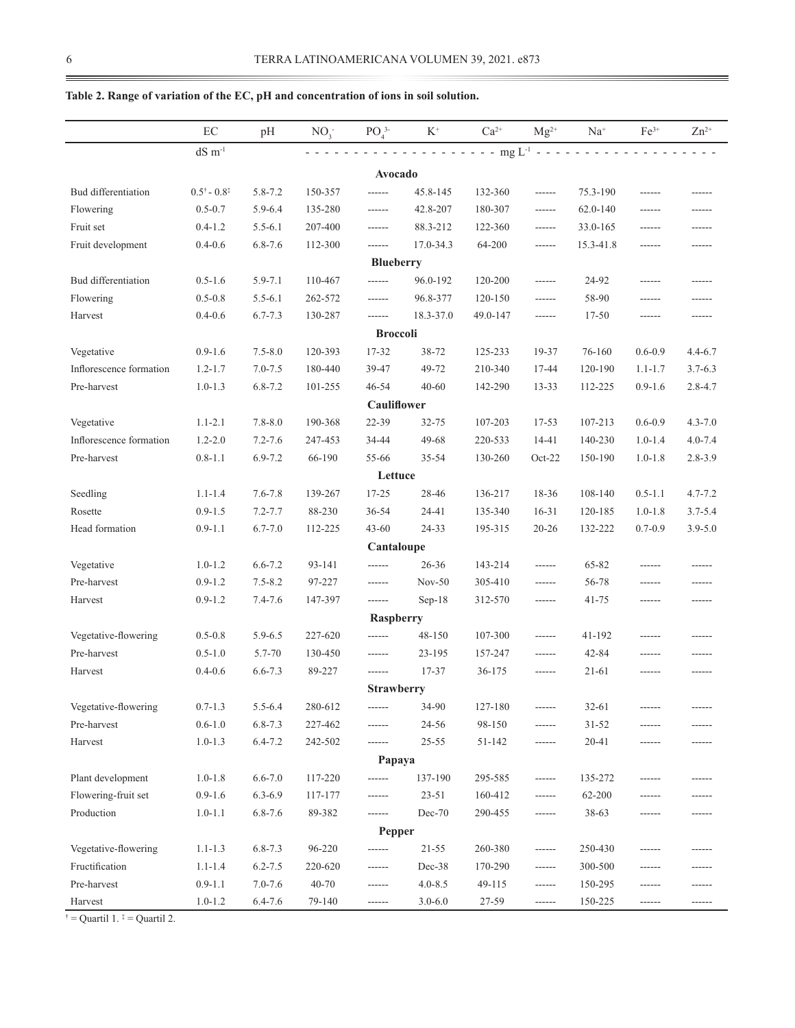**Table 2. Range of variation of the EC, pH and concentration of ions in soil solution.**

| | EC | pH | $NO_3^-$ | $PO_4^{3-}$ | $K^+$ | $Ca^{2+}$ | $Mg^{2+}$ | $Na^+$ | $Fe^{3+}$ | $Zn^{2+}$ |
|---|---|---|---|---|---|---|---|---|---|---|
| | dS $m^{-1}$ | | - - - - - - - - - - - - - - - - - - - - mg $L^{-1}$ | | | | | | | - - - - - - - - - - - - - - - - - - - - |
| | | | | | **Avocado** | | | | | |
| Bud differentiation | 0.5[†] - 0.8[‡] | 5.8-7.2 | 150-357 | ------ | 45.8-145 | 132-360 | ------ | 75.3-190 | ------ | ------ |
| Flowering | 0.5-0.7 | 5.9-6.4 | 135-280 | ------ | 42.8-207 | 180-307 | ------ | 62.0-140 | ------ | ------ |
| Fruit set | 0.4-1.2 | 5.5-6.1 | 207-400 | ------ | 88.3-212 | 122-360 | ------ | 33.0-165 | ------ | ------ |
| Fruit development | 0.4-0.6 | 6.8-7.6 | 112-300 | ------ | 17.0-34.3 | 64-200 | ------ | 15.3-41.8 | ------ | ------ |
| | | | | | **Blueberry** | | | | | |
| Bud differentiation | 0.5-1.6 | 5.9-7.1 | 110-467 | ------ | 96.0-192 | 120-200 | ------ | 24-92 | ------ | ------ |
| Flowering | 0.5-0.8 | 5.5-6.1 | 262-572 | ------ | 96.8-377 | 120-150 | ------ | 58-90 | ------ | ------ |
| Harvest | 0.4-0.6 | 6.7-7.3 | 130-287 | ------ | 18.3-37.0 | 49.0-147 | ------ | 17-50 | ------ | ------ |
| | | | | | **Broccoli** | | | | | |
| Vegetative | 0.9-1.6 | 7.5-8.0 | 120-393 | 17-32 | 38-72 | 125-233 | 19-37 | 76-160 | 0.6-0.9 | 4.4-6.7 |
| Inflorescence formation | 1.2-1.7 | 7.0-7.5 | 180-440 | 39-47 | 49-72 | 210-340 | 17-44 | 120-190 | 1.1-1.7 | 3.7-6.3 |
| Pre-harvest | 1.0-1.3 | 6.8-7.2 | 101-255 | 46-54 | 40-60 | 142-290 | 13-33 | 112-225 | 0.9-1.6 | 2.8-4.7 |
| | | | | | **Cauliflower** | | | | | |
| Vegetative | 1.1-2.1 | 7.8-8.0 | 190-368 | 22-39 | 32-75 | 107-203 | 17-53 | 107-213 | 0.6-0.9 | 4.3-7.0 |
| Inflorescence formation | 1.2-2.0 | 7.2-7.6 | 247-453 | 34-44 | 49-68 | 220-533 | 14-41 | 140-230 | 1.0-1.4 | 4.0-7.4 |
| Pre-harvest | 0.8-1.1 | 6.9-7.2 | 66-190 | 55-66 | 35-54 | 130-260 | Oct-22 | 150-190 | 1.0-1.8 | 2.8-3.9 |
| | | | | | **Lettuce** | | | | | |
| Seedling | 1.1-1.4 | 7.6-7.8 | 139-267 | 17-25 | 28-46 | 136-217 | 18-36 | 108-140 | 0.5-1.1 | 4.7-7.2 |
| Rosette | 0.9-1.5 | 7.2-7.7 | 88-230 | 36-54 | 24-41 | 135-340 | 16-31 | 120-185 | 1.0-1.8 | 3.7-5.4 |
| Head formation | 0.9-1.1 | 6.7-7.0 | 112-225 | 43-60 | 24-33 | 195-315 | 20-26 | 132-222 | 0.7-0.9 | 3.9-5.0 |
| | | | | | **Cantaloupe** | | | | | |
| Vegetative | 1.0-1.2 | 6.6-7.2 | 93-141 | ------ | 26-36 | 143-214 | ------ | 65-82 | ------ | ------ |
| Pre-harvest | 0.9-1.2 | 7.5-8.2 | 97-227 | ------ | Nov-50 | 305-410 | ------ | 56-78 | ------ | ------ |
| Harvest | 0.9-1.2 | 7.4-7.6 | 147-397 | ------ | Sep-18 | 312-570 | ------ | 41-75 | ------ | ------ |
| | | | | | **Raspberry** | | | | | |
| Vegetative-flowering | 0.5-0.8 | 5.9-6.5 | 227-620 | ------ | 48-150 | 107-300 | ------ | 41-192 | ------ | ------ |
| Pre-harvest | 0.5-1.0 | 5.7-70 | 130-450 | ------ | 23-195 | 157-247 | ------ | 42-84 | ------ | ------ |
| Harvest | 0.4-0.6 | 6.6-7.3 | 89-227 | ------ | 17-37 | 36-175 | ------ | 21-61 | ------ | ------ |
| | | | | | **Strawberry** | | | | | |
| Vegetative-flowering | 0.7-1.3 | 5.5-6.4 | 280-612 | ------ | 34-90 | 127-180 | ------ | 32-61 | ------ | ------ |
| Pre-harvest | 0.6-1.0 | 6.8-7.3 | 227-462 | ------ | 24-56 | 98-150 | ------ | 31-52 | ------ | ------ |
| Harvest | 1.0-1.3 | 6.4-7.2 | 242-502 | ------ | 25-55 | 51-142 | ------ | 20-41 | ------ | ------ |
| | | | | | **Papaya** | | | | | |
| Plant development | 1.0-1.8 | 6.6-7.0 | 117-220 | ------ | 137-190 | 295-585 | ------ | 135-272 | ------ | ------ |
| Flowering-fruit set | 0.9-1.6 | 6.3-6.9 | 117-177 | ------ | 23-51 | 160-412 | ------ | 62-200 | ------ | ------ |
| Production | 1.0-1.1 | 6.8-7.6 | 89-382 | ------ | Dec-70 | 290-455 | ------ | 38-63 | ------ | ------ |
| | | | | | **Pepper** | | | | | |
| Vegetative-flowering | 1.1-1.3 | 6.8-7.3 | 96-220 | ------ | 21-55 | 260-380 | ------ | 250-430 | ------ | ------ |
| Fructification | 1.1-1.4 | 6.2-7.5 | 220-620 | ------ | Dec-38 | 170-290 | ------ | 300-500 | ------ | ------ |
| Pre-harvest | 0.9-1.1 | 7.0-7.6 | 40-70 | ------ | 4.0-8.5 | 49-115 | ------ | 150-295 | ------ | ------ |
| Harvest | 1.0-1.2 | 6.4-7.6 | 79-140 | ------ | 3.0-6.0 | 27-59 | ------ | 150-225 | ------ | ------ |

† = Quartil 1. ‡ = Quartil 2.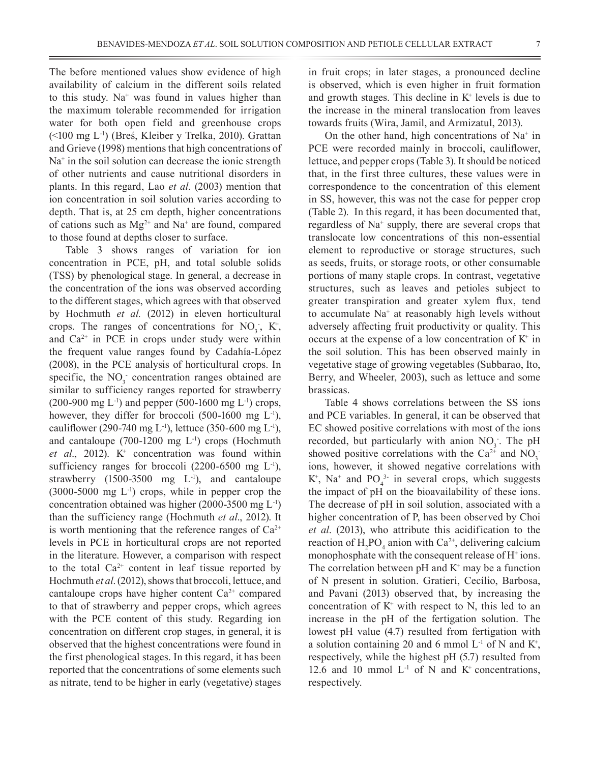The before mentioned values show evidence of high availability of calcium in the different soils related to this study. $Na^+$ was found in values higher than the maximum tolerable recommended for irrigation water for both open field and greenhouse crops (<100 mg $L^{-1}$) (Breś, Kleiber y Trelka, 2010). Grattan and Grieve (1998) mentions that high concentrations of $Na^+$ in the soil solution can decrease the ionic strength of other nutrients and cause nutritional disorders in plants. In this regard, Lao *et al*. (2003) mention that ion concentration in soil solution varies according to depth. That is, at 25 cm depth, higher concentrations of cations such as $Mg^{2+}$ and $Na^+$ are found, compared to those found at depths closer to surface.

Table 3 shows ranges of variation for ion concentration in PCE, pH, and total soluble solids (TSS) by phenological stage. In general, a decrease in the concentration of the ions was observed according to the different stages, which agrees with that observed by Hochmuth *et al.* (2012) in eleven horticultural crops. The ranges of concentrations for $NO_3^-$, $K^+$, and $Ca^{2+}$ in PCE in crops under study were within the frequent value ranges found by Cadahía-López (2008), in the PCE analysis of horticultural crops. In specific, the $NO_3^-$ concentration ranges obtained are similar to sufficiency ranges reported for strawberry (200-900 mg $L^{-1}$) and pepper (500-1600 mg $L^{-1}$) crops, however, they differ for broccoli (500-1600 mg $L^{-1}$), cauliflower (290-740 mg $L^{-1}$), lettuce (350-600 mg $L^{-1}$), and cantaloupe (700-1200 mg $L^{-1}$) crops (Hochmuth *et al*., 2012). $K^+$ concentration was found within sufficiency ranges for broccoli (2200-6500 mg $L^{-1}$), strawberry (1500-3500 mg $L^{-1}$), and cantaloupe (3000-5000 mg $L^{-1}$) crops, while in pepper crop the concentration obtained was higher (2000-3500 mg $L^{-1}$) than the sufficiency range (Hochmuth *et al*., 2012). It is worth mentioning that the reference ranges of $Ca^{2+}$ levels in PCE in horticultural crops are not reported in the literature. However, a comparison with respect to the total $Ca^{2+}$ content in leaf tissue reported by Hochmuth *et al*. (2012), shows that broccoli, lettuce, and cantaloupe crops have higher content $Ca^{2+}$ compared to that of strawberry and pepper crops, which agrees with the PCE content of this study. Regarding ion concentration on different crop stages, in general, it is observed that the highest concentrations were found in the first phenological stages. In this regard, it has been reported that the concentrations of some elements such as nitrate, tend to be higher in early (vegetative) stages in fruit crops; in later stages, a pronounced decline is observed, which is even higher in fruit formation and growth stages. This decline in $K^+$ levels is due to the increase in the mineral translocation from leaves towards fruits (Wira, Jamil, and Armizatul, 2013).

On the other hand, high concentrations of $Na^+$ in PCE were recorded mainly in broccoli, cauliflower, lettuce, and pepper crops (Table 3). It should be noticed that, in the first three cultures, these values were in correspondence to the concentration of this element in SS, however, this was not the case for pepper crop (Table 2). In this regard, it has been documented that, regardless of $Na^+$ supply, there are several crops that translocate low concentrations of this non-essential element to reproductive or storage structures, such as seeds, fruits, or storage roots, or other consumable portions of many staple crops. In contrast, vegetative structures, such as leaves and petioles subject to greater transpiration and greater xylem flux, tend to accumulate $Na^+$ at reasonably high levels without adversely affecting fruit productivity or quality. This occurs at the expense of a low concentration of $K^+$ in the soil solution. This has been observed mainly in vegetative stage of growing vegetables (Subbarao, Ito, Berry, and Wheeler, 2003), such as lettuce and some brassicas.

Table 4 shows correlations between the SS ions and PCE variables. In general, it can be observed that EC showed positive correlations with most of the ions recorded, but particularly with anion $NO_3^-$. The pH showed positive correlations with the $Ca^{2+}$ and $NO_3^-$ ions, however, it showed negative correlations with $K^+$, $Na^+$ and $PO_4^{3-}$ in several crops, which suggests the impact of pH on the bioavailability of these ions. The decrease of pH in soil solution, associated with a higher concentration of P, has been observed by Choi *et al*. (2013), who attribute this acidification to the reaction of $H_2PO_4$ anion with $Ca^{2+}$, delivering calcium monophosphate with the consequent release of $H^+$ ions. The correlation between pH and $K^+$ may be a function of N present in solution. Gratieri, Cecílio, Barbosa, and Pavani (2013) observed that, by increasing the concentration of $K^+$ with respect to N, this led to an increase in the pH of the fertigation solution. The lowest pH value (4.7) resulted from fertigation with a solution containing 20 and 6 mmol $L^{-1}$ of N and $K^+$, respectively, while the highest pH (5.7) resulted from 12.6 and 10 mmol $L^{-1}$ of N and $K^+$ concentrations, respectively.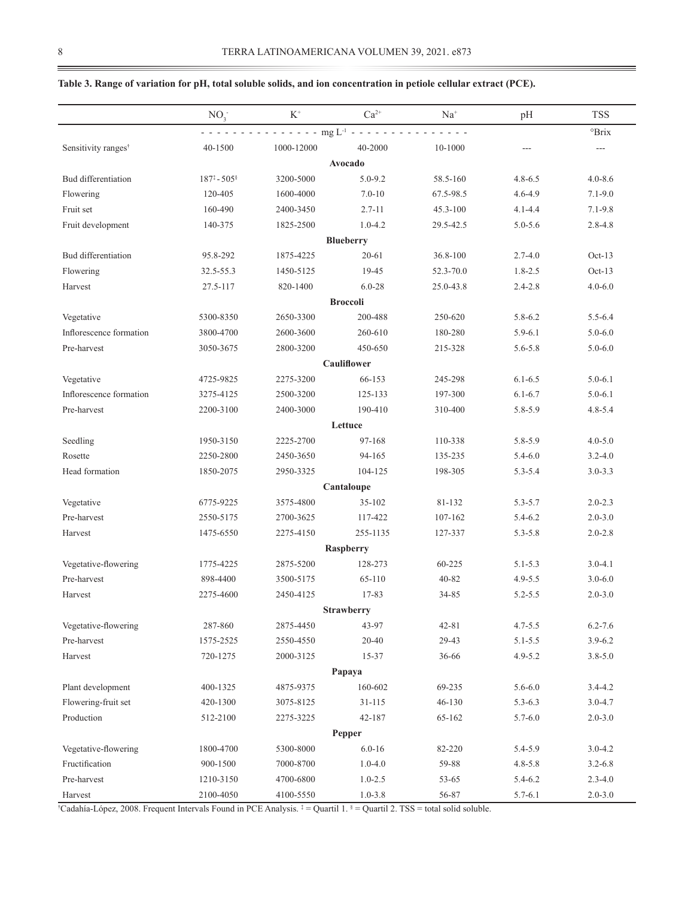**Table 3. Range of variation for pH, total soluble solids, and ion concentration in petiole cellular extract (PCE).**

| | $NO_3^-$ | $K^+$ | $Ca^{2+}$ | $Na^+$ | pH | TSS |
|---|---|---|---|---|---|---|
| | - - - - - - - - - - - - - - - mg $L^{-1}$ - - - - - - - - - - - - - - - | | | | | °Brix |
| Sensitivity ranges[†] | 40-1500 | 1000-12000 | 40-2000 | 10-1000 | --- | --- |
| **Avocado** | | | | | | |
| Bud differentiation | 187[‡] - 505[§] | 3200-5000 | 5.0-9.2 | 58.5-160 | 4.8-6.5 | 4.0-8.6 |
| Flowering | 120-405 | 1600-4000 | 7.0-10 | 67.5-98.5 | 4.6-4.9 | 7.1-9.0 |
| Fruit set | 160-490 | 2400-3450 | 2.7-11 | 45.3-100 | 4.1-4.4 | 7.1-9.8 |
| Fruit development | 140-375 | 1825-2500 | 1.0-4.2 | 29.5-42.5 | 5.0-5.6 | 2.8-4.8 |
| **Blueberry** | | | | | | |
| Bud differentiation | 95.8-292 | 1875-4225 | 20-61 | 36.8-100 | 2.7-4.0 | Oct-13 |
| Flowering | 32.5-55.3 | 1450-5125 | 19-45 | 52.3-70.0 | 1.8-2.5 | Oct-13 |
| Harvest | 27.5-117 | 820-1400 | 6.0-28 | 25.0-43.8 | 2.4-2.8 | 4.0-6.0 |
| **Broccoli** | | | | | | |
| Vegetative | 5300-8350 | 2650-3300 | 200-488 | 250-620 | 5.8-6.2 | 5.5-6.4 |
| Inflorescence formation | 3800-4700 | 2600-3600 | 260-610 | 180-280 | 5.9-6.1 | 5.0-6.0 |
| Pre-harvest | 3050-3675 | 2800-3200 | 450-650 | 215-328 | 5.6-5.8 | 5.0-6.0 |
| **Cauliflower** | | | | | | |
| Vegetative | 4725-9825 | 2275-3200 | 66-153 | 245-298 | 6.1-6.5 | 5.0-6.1 |
| Inflorescence formation | 3275-4125 | 2500-3200 | 125-133 | 197-300 | 6.1-6.7 | 5.0-6.1 |
| Pre-harvest | 2200-3100 | 2400-3000 | 190-410 | 310-400 | 5.8-5.9 | 4.8-5.4 |
| **Lettuce** | | | | | | |
| Seedling | 1950-3150 | 2225-2700 | 97-168 | 110-338 | 5.8-5.9 | 4.0-5.0 |
| Rosette | 2250-2800 | 2450-3650 | 94-165 | 135-235 | 5.4-6.0 | 3.2-4.0 |
| Head formation | 1850-2075 | 2950-3325 | 104-125 | 198-305 | 5.3-5.4 | 3.0-3.3 |
| **Cantaloupe** | | | | | | |
| Vegetative | 6775-9225 | 3575-4800 | 35-102 | 81-132 | 5.3-5.7 | 2.0-2.3 |
| Pre-harvest | 2550-5175 | 2700-3625 | 117-422 | 107-162 | 5.4-6.2 | 2.0-3.0 |
| Harvest | 1475-6550 | 2275-4150 | 255-1135 | 127-337 | 5.3-5.8 | 2.0-2.8 |
| **Raspberry** | | | | | | |
| Vegetative-flowering | 1775-4225 | 2875-5200 | 128-273 | 60-225 | 5.1-5.3 | 3.0-4.1 |
| Pre-harvest | 898-4400 | 3500-5175 | 65-110 | 40-82 | 4.9-5.5 | 3.0-6.0 |
| Harvest | 2275-4600 | 2450-4125 | 17-83 | 34-85 | 5.2-5.5 | 2.0-3.0 |
| **Strawberry** | | | | | | |
| Vegetative-flowering | 287-860 | 2875-4450 | 43-97 | 42-81 | 4.7-5.5 | 6.2-7.6 |
| Pre-harvest | 1575-2525 | 2550-4550 | 20-40 | 29-43 | 5.1-5.5 | 3.9-6.2 |
| Harvest | 720-1275 | 2000-3125 | 15-37 | 36-66 | 4.9-5.2 | 3.8-5.0 |
| **Papaya** | | | | | | |
| Plant development | 400-1325 | 4875-9375 | 160-602 | 69-235 | 5.6-6.0 | 3.4-4.2 |
| Flowering-fruit set | 420-1300 | 3075-8125 | 31-115 | 46-130 | 5.3-6.3 | 3.0-4.7 |
| Production | 512-2100 | 2275-3225 | 42-187 | 65-162 | 5.7-6.0 | 2.0-3.0 |
| **Pepper** | | | | | | |
| Vegetative-flowering | 1800-4700 | 5300-8000 | 6.0-16 | 82-220 | 5.4-5.9 | 3.0-4.2 |
| Fructification | 900-1500 | 7000-8700 | 1.0-4.0 | 59-88 | 4.8-5.8 | 3.2-6.8 |
| Pre-harvest | 1210-3150 | 4700-6800 | 1.0-2.5 | 53-65 | 5.4-6.2 | 2.3-4.0 |
| Harvest | 2100-4050 | 4100-5550 | 1.0-3.8 | 56-87 | 5.7-6.1 | 2.0-3.0 |

[†]Cadahía-López, 2008. Frequent Intervals Found in PCE Analysis. [‡] = Quartil 1. [§] = Quartil 2. TSS = total solid soluble.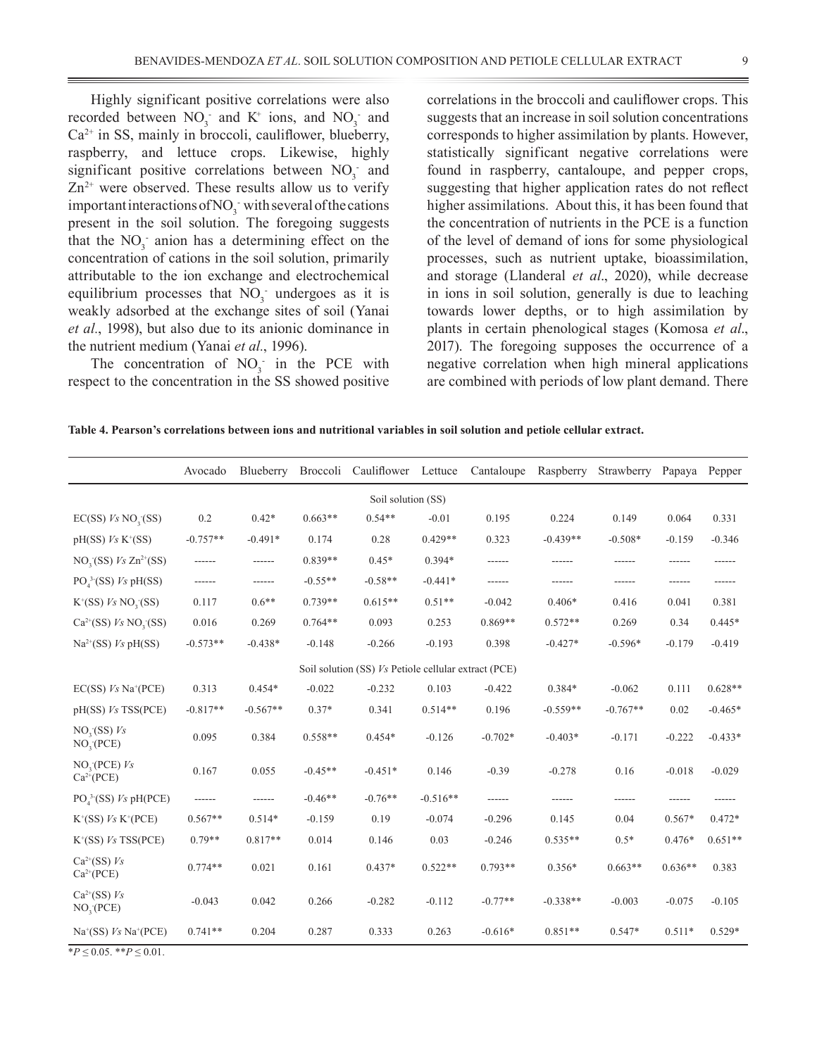Highly significant positive correlations were also recorded between $NO_3^-$ and $K^+$ ions, and $NO_3^-$ and $Ca^{2+}$ in SS, mainly in broccoli, cauliflower, blueberry, raspberry, and lettuce crops. Likewise, highly significant positive correlations between $NO_3^-$ and $Zn^{2+}$ were observed. These results allow us to verify important interactions of $NO_3^-$ with several of the cations present in the soil solution. The foregoing suggests that the $NO_3^-$ anion has a determining effect on the concentration of cations in the soil solution, primarily attributable to the ion exchange and electrochemical equilibrium processes that $NO_3^-$ undergoes as it is weakly adsorbed at the exchange sites of soil (Yanai *et al*., 1998), but also due to its anionic dominance in the nutrient medium (Yanai *et al*., 1996).

The concentration of $NO_3^-$ in the PCE with respect to the concentration in the SS showed positive correlations in the broccoli and cauliflower crops. This suggests that an increase in soil solution concentrations corresponds to higher assimilation by plants. However, statistically significant negative correlations were found in raspberry, cantaloupe, and pepper crops, suggesting that higher application rates do not reflect higher assimilations. About this, it has been found that the concentration of nutrients in the PCE is a function of the level of demand of ions for some physiological processes, such as nutrient uptake, bioassimilation, and storage (Llanderal *et al*., 2020), while decrease in ions in soil solution, generally is due to leaching towards lower depths, or to high assimilation by plants in certain phenological stages (Komosa *et al*., 2017). The foregoing supposes the occurrence of a negative correlation when high mineral applications are combined with periods of low plant demand. There

**Table 4. Pearson's correlations between ions and nutritional variables in soil solution and petiole cellular extract.**

| | Avocado | Blueberry | Broccoli | Cauliflower | Lettuce | Cantaloupe | Raspberry | Strawberry | Papaya | Pepper |
|---|---|---|---|---|---|---|---|---|---|---|
| | | | | Soil solution (SS) | | | | | | |
| EC(SS) *Vs* $NO_3^-$(SS) | 0.2 | 0.42* | 0.663** | 0.54** | -0.01 | 0.195 | 0.224 | 0.149 | 0.064 | 0.331 |
| pH(SS) *Vs* $K^+$(SS) | -0.757** | -0.491* | 0.174 | 0.28 | 0.429** | 0.323 | -0.439** | -0.508* | -0.159 | -0.346 |
| $NO_3^-$(SS) *Vs* $Zn^{2+}$(SS) | ------ | ------ | 0.839** | 0.45* | 0.394* | ------ | ------ | ------ | ------ | ------ |
| $PO_4^{3-}$(SS) *Vs* pH(SS) | ------ | ------ | -0.55** | -0.58** | -0.441* | ------ | ------ | ------ | ------ | ------ |
| $K^+$(SS) *Vs* $NO_3^-$(SS) | 0.117 | 0.6** | 0.739** | 0.615** | 0.51** | -0.042 | 0.406* | 0.416 | 0.041 | 0.381 |
| $Ca^{2+}$(SS) *Vs* $NO_3^-$(SS) | 0.016 | 0.269 | 0.764** | 0.093 | 0.253 | 0.869** | 0.572** | 0.269 | 0.34 | 0.445* |
| $Na^{2+}$(SS) *Vs* pH(SS) | -0.573** | -0.438* | -0.148 | -0.266 | -0.193 | 0.398 | -0.427* | -0.596* | -0.179 | -0.419 |
| | | | | Soil solution (SS) *Vs* Petiole cellular extract (PCE) | | | | | | |
| EC(SS) *Vs* $Na^+$(PCE) | 0.313 | 0.454* | -0.022 | -0.232 | 0.103 | -0.422 | 0.384* | -0.062 | 0.111 | 0.628** |
| pH(SS) *Vs* TSS(PCE) | -0.817** | -0.567** | 0.37* | 0.341 | 0.514** | 0.196 | -0.559** | -0.767** | 0.02 | -0.465* |
| $NO_3^-$(SS) *Vs* $NO_3^-$(PCE) | 0.095 | 0.384 | 0.558** | 0.454* | -0.126 | -0.702* | -0.403* | -0.171 | -0.222 | -0.433* |
| $NO_3^-$(PCE) *Vs* $Ca^{2+}$(PCE) | 0.167 | 0.055 | -0.45** | -0.451* | 0.146 | -0.39 | -0.278 | 0.16 | -0.018 | -0.029 |
| $PO_4^{3-}$(SS) *Vs* pH(PCE) | ------ | ------ | -0.46** | -0.76** | -0.516** | ------ | ------ | ------ | ------ | ------ |
| $K^+$(SS) *Vs* $K^+$(PCE) | 0.567** | 0.514* | -0.159 | 0.19 | -0.074 | -0.296 | 0.145 | 0.04 | 0.567* | 0.472* |
| $K^+$(SS) *Vs* TSS(PCE) | 0.79** | 0.817** | 0.014 | 0.146 | 0.03 | -0.246 | 0.535** | 0.5* | 0.476* | 0.651** |
| $Ca^{2+}$(SS) *Vs* $Ca^{2+}$(PCE) | 0.774** | 0.021 | 0.161 | 0.437* | 0.522** | 0.793** | 0.356* | 0.663** | 0.636** | 0.383 |
| $Ca^{2+}$(SS) *Vs* $NO_3^-$(PCE) | -0.043 | 0.042 | 0.266 | -0.282 | -0.112 | -0.77** | -0.338** | -0.003 | -0.075 | -0.105 |
| $Na^+$(SS) *Vs* $Na^+$(PCE) | 0.741** | 0.204 | 0.287 | 0.333 | 0.263 | -0.616* | 0.851** | 0.547* | 0.511* | 0.529* |

*$P \leq 0.05$. **$P \leq 0.01$.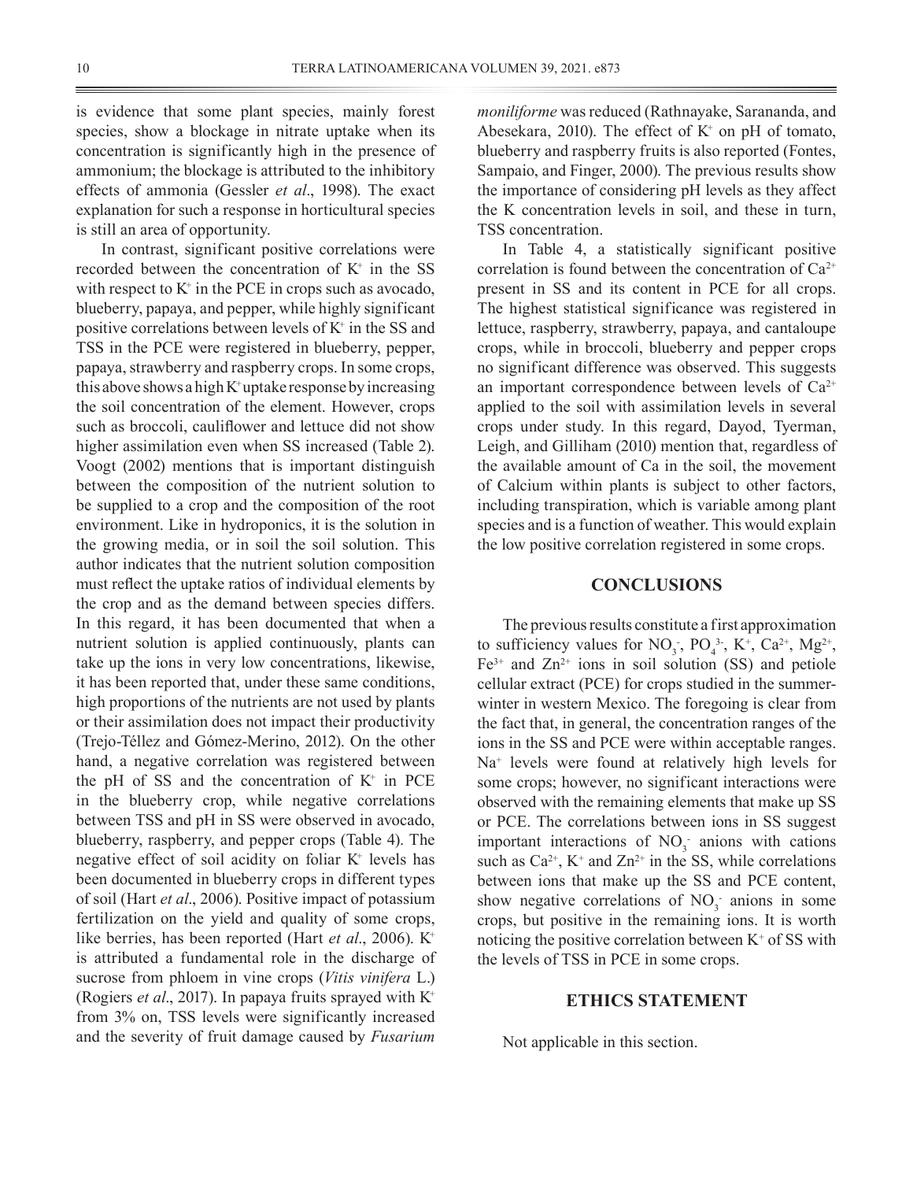is evidence that some plant species, mainly forest species, show a blockage in nitrate uptake when its concentration is significantly high in the presence of ammonium; the blockage is attributed to the inhibitory effects of ammonia (Gessler *et al*., 1998). The exact explanation for such a response in horticultural species is still an area of opportunity.

In contrast, significant positive correlations were recorded between the concentration of $K^+$ in the SS with respect to $K^+$ in the PCE in crops such as avocado, blueberry, papaya, and pepper, while highly significant positive correlations between levels of $K^+$ in the SS and TSS in the PCE were registered in blueberry, pepper, papaya, strawberry and raspberry crops. In some crops, this above shows a high $K^+$ uptake response by increasing the soil concentration of the element. However, crops such as broccoli, cauliflower and lettuce did not show higher assimilation even when SS increased (Table 2). Voogt (2002) mentions that is important distinguish between the composition of the nutrient solution to be supplied to a crop and the composition of the root environment. Like in hydroponics, it is the solution in the growing media, or in soil the soil solution. This author indicates that the nutrient solution composition must reflect the uptake ratios of individual elements by the crop and as the demand between species differs. In this regard, it has been documented that when a nutrient solution is applied continuously, plants can take up the ions in very low concentrations, likewise, it has been reported that, under these same conditions, high proportions of the nutrients are not used by plants or their assimilation does not impact their productivity (Trejo-Téllez and Gómez-Merino, 2012). On the other hand, a negative correlation was registered between the pH of SS and the concentration of $K^+$ in PCE in the blueberry crop, while negative correlations between TSS and pH in SS were observed in avocado, blueberry, raspberry, and pepper crops (Table 4). The negative effect of soil acidity on foliar $K^+$ levels has been documented in blueberry crops in different types of soil (Hart *et al*., 2006). Positive impact of potassium fertilization on the yield and quality of some crops, like berries, has been reported (Hart *et al*., 2006). $K^+$ is attributed a fundamental role in the discharge of sucrose from phloem in vine crops (*Vitis vinifera* L.) (Rogiers *et al*., 2017). In papaya fruits sprayed with $K^+$ from 3% on, TSS levels were significantly increased and the severity of fruit damage caused by *Fusarium moniliforme* was reduced (Rathnayake, Sarananda, and Abesekara, 2010). The effect of $K^+$ on pH of tomato, blueberry and raspberry fruits is also reported (Fontes, Sampaio, and Finger, 2000). The previous results show the importance of considering pH levels as they affect the K concentration levels in soil, and these in turn, TSS concentration.

In Table 4, a statistically significant positive correlation is found between the concentration of $Ca^{2+}$ present in SS and its content in PCE for all crops. The highest statistical significance was registered in lettuce, raspberry, strawberry, papaya, and cantaloupe crops, while in broccoli, blueberry and pepper crops no significant difference was observed. This suggests an important correspondence between levels of $Ca^{2+}$ applied to the soil with assimilation levels in several crops under study. In this regard, Dayod, Tyerman, Leigh, and Gilliham (2010) mention that, regardless of the available amount of Ca in the soil, the movement of Calcium within plants is subject to other factors, including transpiration, which is variable among plant species and is a function of weather. This would explain the low positive correlation registered in some crops.

## CONCLUSIONS

The previous results constitute a first approximation to sufficiency values for $NO_3^-$, $PO_4^{3-}$, $K^+$, $Ca^{2+}$, $Mg^{2+}$, $Fe^{3+}$ and $Zn^{2+}$ ions in soil solution (SS) and petiole cellular extract (PCE) for crops studied in the summer-winter in western Mexico. The foregoing is clear from the fact that, in general, the concentration ranges of the ions in the SS and PCE were within acceptable ranges. $Na^+$ levels were found at relatively high levels for some crops; however, no significant interactions were observed with the remaining elements that make up SS or PCE. The correlations between ions in SS suggest important interactions of $NO_3^-$ anions with cations such as $Ca^{2+}$, $K^+$ and $Zn^{2+}$ in the SS, while correlations between ions that make up the SS and PCE content, show negative correlations of $NO_3^-$ anions in some crops, but positive in the remaining ions. It is worth noticing the positive correlation between $K^+$ of SS with the levels of TSS in PCE in some crops.

## ETHICS STATEMENT

Not applicable in this section.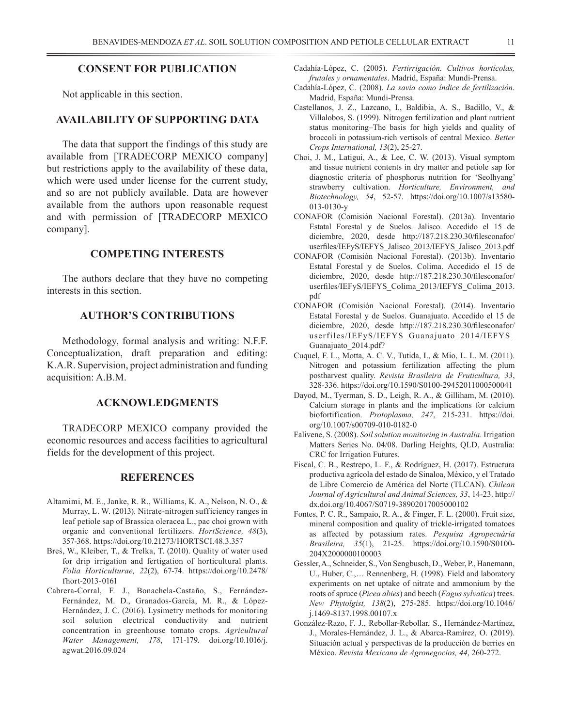## CONSENT FOR PUBLICATION

Not applicable in this section.

## AVAILABILITY OF SUPPORTING DATA

The data that support the findings of this study are available from [TRADECORP MEXICO company] but restrictions apply to the availability of these data, which were used under license for the current study, and so are not publicly available. Data are however available from the authors upon reasonable request and with permission of [TRADECORP MEXICO company].

## COMPETING INTERESTS

The authors declare that they have no competing interests in this section.

## AUTHOR'S CONTRIBUTIONS

Methodology, formal analysis and writing: N.F.F. Conceptualization, draft preparation and editing: K.A.R. Supervision, project administration and funding acquisition: A.B.M.

## ACKNOWLEDGMENTS

TRADECORP MEXICO company provided the economic resources and access facilities to agricultural fields for the development of this project.

## REFERENCES

Altamimi, M. E., Janke, R. R., Williams, K. A., Nelson, N. O., & Murray, L. W. (2013). Nitrate-nitrogen sufficiency ranges in leaf petiole sap of Brassica oleracea L., pac choi grown with organic and conventional fertilizers. *HortScience, 48*(3), 357-368. https://doi.org/10.21273/HORTSCI.48.3.357

Breś, W., Kleiber, T., & Trelka, T. (2010). Quality of water used for drip irrigation and fertigation of horticultural plants. *Folia Horticulturae, 22*(2), 67-74. https://doi.org/10.2478/fhort-2013-0161

Cabrera-Corral, F. J., Bonachela-Castaño, S., Fernández-Fernández, M. D., Granados-García, M. R., & López-Hernández, J. C. (2016). Lysimetry methods for monitoring soil solution electrical conductivity and nutrient concentration in greenhouse tomato crops. *Agricultural Water Management, 178*, 171-179. doi.org/10.1016/j.agwat.2016.09.024

Cadahía-López, C. (2005). *Fertirrigación. Cultivos hortícolas, frutales y ornamentales*. Madrid, España: Mundi-Prensa.

Cadahía-López, C. (2008). *La savia como índice de fertilización*. Madrid, España: Mundi-Prensa.

Castellanos, J. Z., Lazcano, I., Baldibia, A. S., Badillo, V., & Villalobos, S. (1999). Nitrogen fertilization and plant nutrient status monitoring–The basis for high yields and quality of broccoli in potassium-rich vertisols of central Mexico. *Better Crops International, 13*(2), 25-27.

Choi, J. M., Latigui, A., & Lee, C. W. (2013). Visual symptom and tissue nutrient contents in dry matter and petiole sap for diagnostic criteria of phosphorus nutrition for 'Seolhyang' strawberry cultivation. *Horticulture, Environment, and Biotechnology, 54*, 52-57. https://doi.org/10.1007/s13580-013-0130-y

CONAFOR (Comisión Nacional Forestal). (2013a). Inventario Estatal Forestal y de Suelos. Jalisco. Accedido el 15 de diciembre, 2020, desde http://187.218.230.30/filesconafor/userfiles/IEFyS/IEFYS_Jalisco_2013/IEFYS_Jalisco_2013.pdf

CONAFOR (Comisión Nacional Forestal). (2013b). Inventario Estatal Forestal y de Suelos. Colima. Accedido el 15 de diciembre, 2020, desde http://187.218.230.30/filesconafor/userfiles/IEFyS/IEFYS_Colima_2013/IEFYS_Colima_2013.pdf

CONAFOR (Comisión Nacional Forestal). (2014). Inventario Estatal Forestal y de Suelos. Guanajuato. Accedido el 15 de diciembre, 2020, desde http://187.218.230.30/filesconafor/userfiles/IEFyS/IEFYS_Guanajuato_2014/IEFYS_Guanajuato_2014.pdf?

Cuquel, F. L., Motta, A. C. V., Tutida, I., & Mio, L. L. M. (2011). Nitrogen and potassium fertilization affecting the plum postharvest quality. *Revista Brasileira de Fruticultura, 33*, 328-336. https://doi.org/10.1590/S0100-29452011000500041

Dayod, M., Tyerman, S. D., Leigh, R. A., & Gilliham, M. (2010). Calcium storage in plants and the implications for calcium biofortification. *Protoplasma, 247*, 215-231. https://doi.org/10.1007/s00709-010-0182-0

Falivene, S. (2008). *Soil solution monitoring in Australia*. Irrigation Matters Series No. 04/08. Darling Heights, QLD, Australia: CRC for Irrigation Futures.

Fiscal, C. B., Restrepo, L. F., & Rodríguez, H. (2017). Estructura productiva agrícola del estado de Sinaloa, México, y el Tratado de Libre Comercio de América del Norte (TLCAN). *Chilean Journal of Agricultural and Animal Sciences, 33*, 14-23. http://dx.doi.org/10.4067/S0719-38902017005000102

Fontes, P. C. R., Sampaio, R. A., & Finger, F. L. (2000). Fruit size, mineral composition and quality of trickle-irrigated tomatoes as affected by potassium rates. *Pesquisa Agropecuária Brasileira, 35*(1), 21-25. https://doi.org/10.1590/S0100-204X2000000100003

Gessler, A., Schneider, S., Von Sengbusch, D., Weber, P., Hanemann, U., Huber, C.,… Rennenberg, H. (1998). Field and laboratory experiments on net uptake of nitrate and ammonium by the roots of spruce (*Picea abies*) and beech (*Fagus sylvatica*) trees. *New Phytolgist, 138*(2), 275-285. https://doi.org/10.1046/j.1469-8137.1998.00107.x

González-Razo, F. J., Rebollar-Rebollar, S., Hernández-Martínez, J., Morales-Hernández, J. L., & Abarca-Ramírez, O. (2019). Situación actual y perspectivas de la producción de berries en México. *Revista Mexicana de Agronegocios, 44*, 260-272.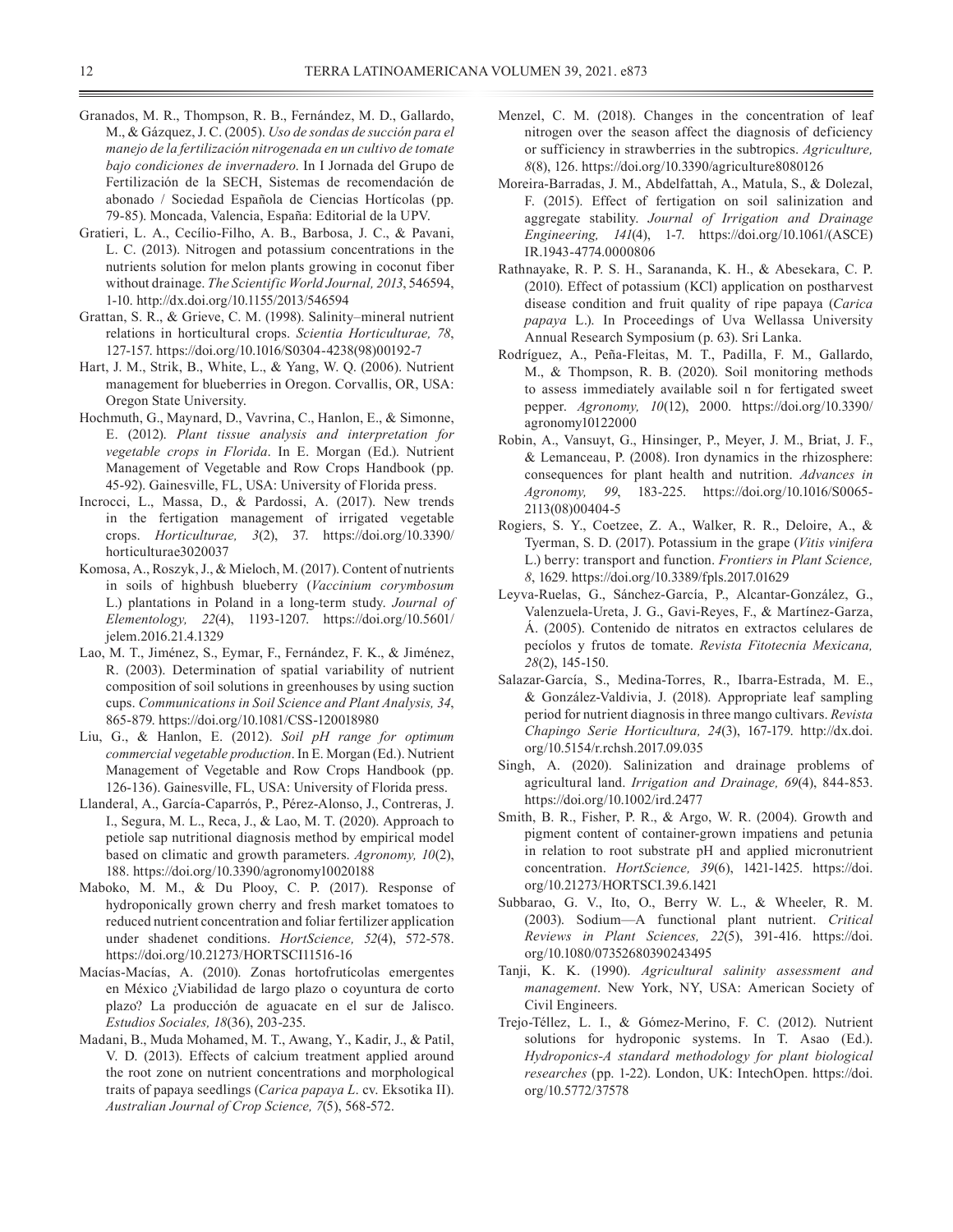Granados, M. R., Thompson, R. B., Fernández, M. D., Gallardo, M., & Gázquez, J. C. (2005). *Uso de sondas de succión para el manejo de la fertilización nitrogenada en un cultivo de tomate bajo condiciones de invernadero*. In I Jornada del Grupo de Fertilización de la SECH, Sistemas de recomendación de abonado / Sociedad Española de Ciencias Hortícolas (pp. 79-85). Moncada, Valencia, España: Editorial de la UPV.

Gratieri, L. A., Cecílio-Filho, A. B., Barbosa, J. C., & Pavani, L. C. (2013). Nitrogen and potassium concentrations in the nutrients solution for melon plants growing in coconut fiber without drainage. *The Scientific World Journal, 2013*, 546594, 1-10. http://dx.doi.org/10.1155/2013/546594

Grattan, S. R., & Grieve, C. M. (1998). Salinity–mineral nutrient relations in horticultural crops. *Scientia Horticulturae, 78*, 127-157. https://doi.org/10.1016/S0304-4238(98)00192-7

Hart, J. M., Strik, B., White, L., & Yang, W. Q. (2006). Nutrient management for blueberries in Oregon. Corvallis, OR, USA: Oregon State University.

Hochmuth, G., Maynard, D., Vavrina, C., Hanlon, E., & Simonne, E. (2012). *Plant tissue analysis and interpretation for vegetable crops in Florida*. In E. Morgan (Ed.). Nutrient Management of Vegetable and Row Crops Handbook (pp. 45-92). Gainesville, FL, USA: University of Florida press.

Incrocci, L., Massa, D., & Pardossi, A. (2017). New trends in the fertigation management of irrigated vegetable crops. *Horticulturae, 3*(2), 37. https://doi.org/10.3390/horticulturae3020037

Komosa, A., Roszyk, J., & Mieloch, M. (2017). Content of nutrients in soils of highbush blueberry (*Vaccinium corymbosum* L.) plantations in Poland in a long-term study. *Journal of Elementology, 22*(4), 1193-1207. https://doi.org/10.5601/jelem.2016.21.4.1329

Lao, M. T., Jiménez, S., Eymar, F., Fernández, F. K., & Jiménez, R. (2003). Determination of spatial variability of nutrient composition of soil solutions in greenhouses by using suction cups. *Communications in Soil Science and Plant Analysis, 34*, 865-879. https://doi.org/10.1081/CSS-120018980

Liu, G., & Hanlon, E. (2012). *Soil pH range for optimum commercial vegetable production*. In E. Morgan (Ed.). Nutrient Management of Vegetable and Row Crops Handbook (pp. 126-136). Gainesville, FL, USA: University of Florida press.

Llanderal, A., García-Caparrós, P., Pérez-Alonso, J., Contreras, J. I., Segura, M. L., Reca, J., & Lao, M. T. (2020). Approach to petiole sap nutritional diagnosis method by empirical model based on climatic and growth parameters. *Agronomy, 10*(2), 188. https://doi.org/10.3390/agronomy10020188

Maboko, M. M., & Du Plooy, C. P. (2017). Response of hydroponically grown cherry and fresh market tomatoes to reduced nutrient concentration and foliar fertilizer application under shadenet conditions. *HortScience, 52*(4), 572-578. https://doi.org/10.21273/HORTSCI11516-16

Macías-Macías, A. (2010). Zonas hortofrutícolas emergentes en México ¿Viabilidad de largo plazo o coyuntura de corto plazo? La producción de aguacate en el sur de Jalisco. *Estudios Sociales, 18*(36), 203-235.

Madani, B., Muda Mohamed, M. T., Awang, Y., Kadir, J., & Patil, V. D. (2013). Effects of calcium treatment applied around the root zone on nutrient concentrations and morphological traits of papaya seedlings (*Carica papaya L*. cv. Eksotika II). *Australian Journal of Crop Science, 7*(5), 568-572.

Menzel, C. M. (2018). Changes in the concentration of leaf nitrogen over the season affect the diagnosis of deficiency or sufficiency in strawberries in the subtropics. *Agriculture, 8*(8), 126. https://doi.org/10.3390/agriculture8080126

Moreira-Barradas, J. M., Abdelfattah, A., Matula, S., & Dolezal, F. (2015). Effect of fertigation on soil salinization and aggregate stability. *Journal of Irrigation and Drainage Engineering, 141*(4), 1-7. https://doi.org/10.1061/(ASCE)IR.1943-4774.0000806

Rathnayake, R. P. S. H., Sarananda, K. H., & Abesekara, C. P. (2010). Effect of potassium (KCl) application on postharvest disease condition and fruit quality of ripe papaya (*Carica papaya* L.). In Proceedings of Uva Wellassa University Annual Research Symposium (p. 63). Sri Lanka.

Rodríguez, A., Peña-Fleitas, M. T., Padilla, F. M., Gallardo, M., & Thompson, R. B. (2020). Soil monitoring methods to assess immediately available soil n for fertigated sweet pepper. *Agronomy, 10*(12), 2000. https://doi.org/10.3390/agronomy10122000

Robin, A., Vansuyt, G., Hinsinger, P., Meyer, J. M., Briat, J. F., & Lemanceau, P. (2008). Iron dynamics in the rhizosphere: consequences for plant health and nutrition. *Advances in Agronomy, 99*, 183-225. https://doi.org/10.1016/S0065-2113(08)00404-5

Rogiers, S. Y., Coetzee, Z. A., Walker, R. R., Deloire, A., & Tyerman, S. D. (2017). Potassium in the grape (*Vitis vinifera* L.) berry: transport and function. *Frontiers in Plant Science, 8*, 1629. https://doi.org/10.3389/fpls.2017.01629

Leyva-Ruelas, G., Sánchez-García, P., Alcantar-González, G., Valenzuela-Ureta, J. G., Gavi-Reyes, F., & Martínez-Garza, Á. (2005). Contenido de nitratos en extractos celulares de pecíolos y frutos de tomate. *Revista Fitotecnia Mexicana, 28*(2), 145-150.

Salazar-García, S., Medina-Torres, R., Ibarra-Estrada, M. E., & González-Valdivia, J. (2018). Appropriate leaf sampling period for nutrient diagnosis in three mango cultivars. *Revista Chapingo Serie Horticultura, 24*(3), 167-179. http://dx.doi.org/10.5154/r.rchsh.2017.09.035

Singh, A. (2020). Salinization and drainage problems of agricultural land. *Irrigation and Drainage, 69*(4), 844-853. https://doi.org/10.1002/ird.2477

Smith, B. R., Fisher, P. R., & Argo, W. R. (2004). Growth and pigment content of container-grown impatiens and petunia in relation to root substrate pH and applied micronutrient concentration. *HortScience, 39*(6), 1421-1425. https://doi.org/10.21273/HORTSCI.39.6.1421

Subbarao, G. V., Ito, O., Berry W. L., & Wheeler, R. M. (2003). Sodium—A functional plant nutrient. *Critical Reviews in Plant Sciences, 22*(5), 391-416. https://doi.org/10.1080/07352680390243495

Tanji, K. K. (1990). *Agricultural salinity assessment and management*. New York, NY, USA: American Society of Civil Engineers.

Trejo-Téllez, L. I., & Gómez-Merino, F. C. (2012). Nutrient solutions for hydroponic systems. In T. Asao (Ed.). *Hydroponics-A standard methodology for plant biological researches* (pp. 1-22). London, UK: IntechOpen. https://doi.org/10.5772/37578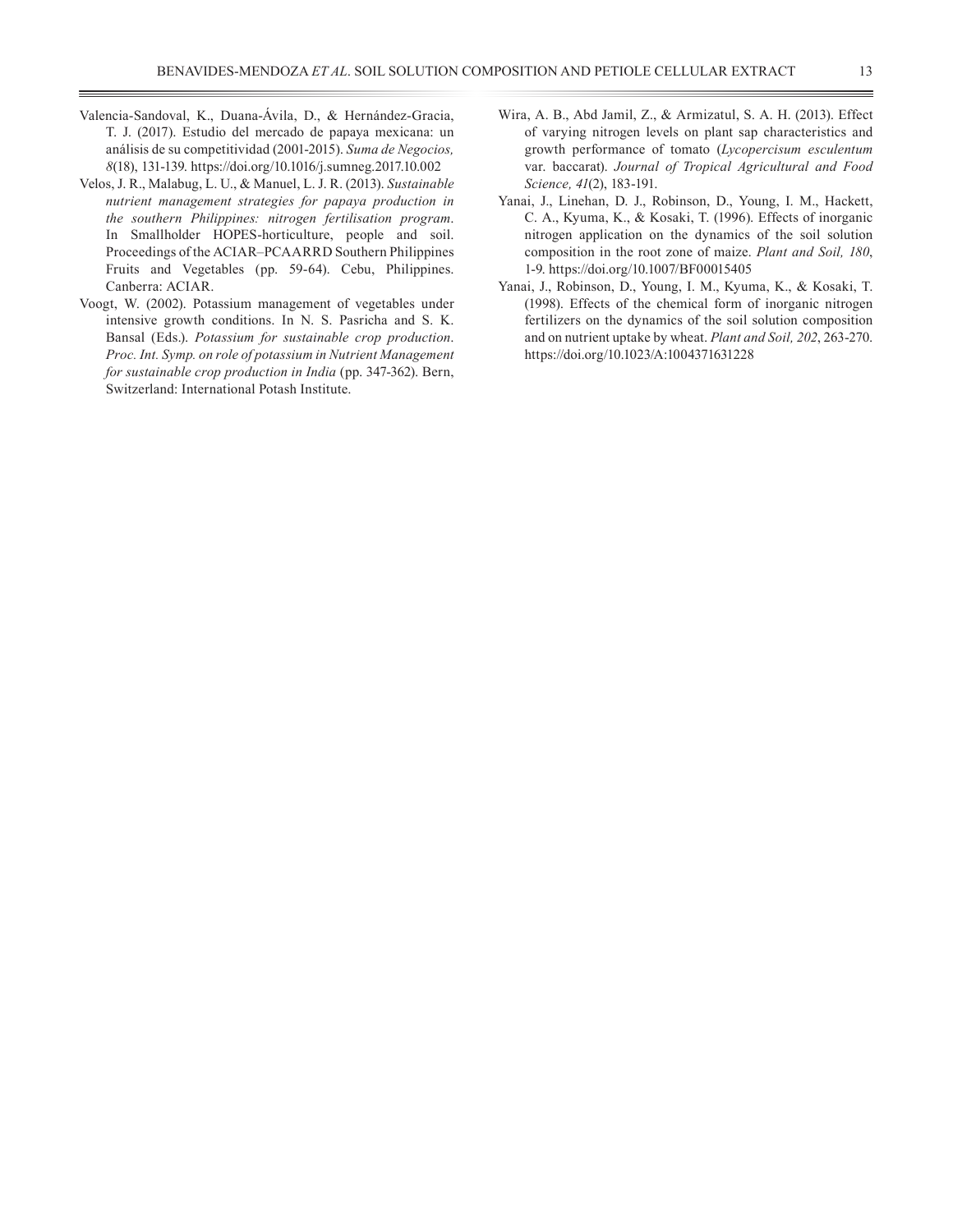Valencia-Sandoval, K., Duana-Ávila, D., & Hernández-Gracia, T. J. (2017). Estudio del mercado de papaya mexicana: un análisis de su competitividad (2001-2015). *Suma de Negocios, 8*(18), 131-139. https://doi.org/10.1016/j.sumneg.2017.10.002

Velos, J. R., Malabug, L. U., & Manuel, L. J. R. (2013). *Sustainable nutrient management strategies for papaya production in the southern Philippines: nitrogen fertilisation program*. In Smallholder HOPES-horticulture, people and soil. Proceedings of the ACIAR–PCAARRD Southern Philippines Fruits and Vegetables (pp. 59-64). Cebu, Philippines. Canberra: ACIAR.

Voogt, W. (2002). Potassium management of vegetables under intensive growth conditions. In N. S. Pasricha and S. K. Bansal (Eds.). *Potassium for sustainable crop production. Proc. Int. Symp. on role of potassium in Nutrient Management for sustainable crop production in India* (pp. 347-362). Bern, Switzerland: International Potash Institute.

Wira, A. B., Abd Jamil, Z., & Armizatul, S. A. H. (2013). Effect of varying nitrogen levels on plant sap characteristics and growth performance of tomato (*Lycopercisum esculentum* var. baccarat). *Journal of Tropical Agricultural and Food Science, 41*(2), 183-191.

Yanai, J., Linehan, D. J., Robinson, D., Young, I. M., Hackett, C. A., Kyuma, K., & Kosaki, T. (1996). Effects of inorganic nitrogen application on the dynamics of the soil solution composition in the root zone of maize. *Plant and Soil, 180*, 1-9. https://doi.org/10.1007/BF00015405

Yanai, J., Robinson, D., Young, I. M., Kyuma, K., & Kosaki, T. (1998). Effects of the chemical form of inorganic nitrogen fertilizers on the dynamics of the soil solution composition and on nutrient uptake by wheat. *Plant and Soil, 202*, 263-270. https://doi.org/10.1023/A:1004371631228